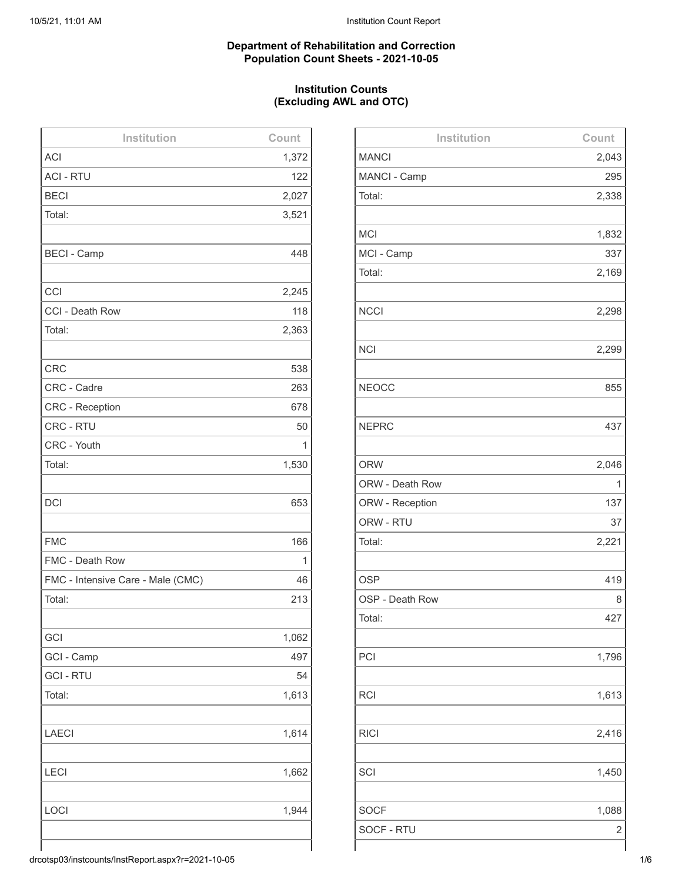**Department of Rehabilitation and Correction**
**Population Count Sheets - 2021-10-05**

**Institution Counts**
**(Excluding AWL and OTC)**

| Institution | Count |
|---|---|
| ACI | 1,372 |
| ACI - RTU | 122 |
| BECI | 2,027 |
| Total: | 3,521 |
| | |
| BECI - Camp | 448 |
| | |
| CCI | 2,245 |
| CCI - Death Row | 118 |
| Total: | 2,363 |
| | |
| CRC | 538 |
| CRC - Cadre | 263 |
| CRC - Reception | 678 |
| CRC - RTU | 50 |
| CRC - Youth | 1 |
| Total: | 1,530 |
| | |
| DCI | 653 |
| | |
| FMC | 166 |
| FMC - Death Row | 1 |
| FMC - Intensive Care - Male (CMC) | 46 |
| Total: | 213 |
| | |
| GCI | 1,062 |
| GCI - Camp | 497 |
| GCI - RTU | 54 |
| Total: | 1,613 |
| | |
| LAECI | 1,614 |
| | |
| LECI | 1,662 |
| | |
| LOCI | 1,944 |
| | |

| Institution | Count |
|---|---|
| MANCI | 2,043 |
| MANCI - Camp | 295 |
| Total: | 2,338 |
| | |
| MCI | 1,832 |
| MCI - Camp | 337 |
| Total: | 2,169 |
| | |
| NCCI | 2,298 |
| | |
| NCI | 2,299 |
| | |
| NEOCC | 855 |
| | |
| NEPRC | 437 |
| | |
| ORW | 2,046 |
| ORW - Death Row | 1 |
| ORW - Reception | 137 |
| ORW - RTU | 37 |
| Total: | 2,221 |
| | |
| OSP | 419 |
| OSP - Death Row | 8 |
| Total: | 427 |
| | |
| PCI | 1,796 |
| | |
| RCI | 1,613 |
| | |
| RICI | 2,416 |
| | |
| SCI | 1,450 |
| | |
| SOCF | 1,088 |
| SOCF - RTU | 2 |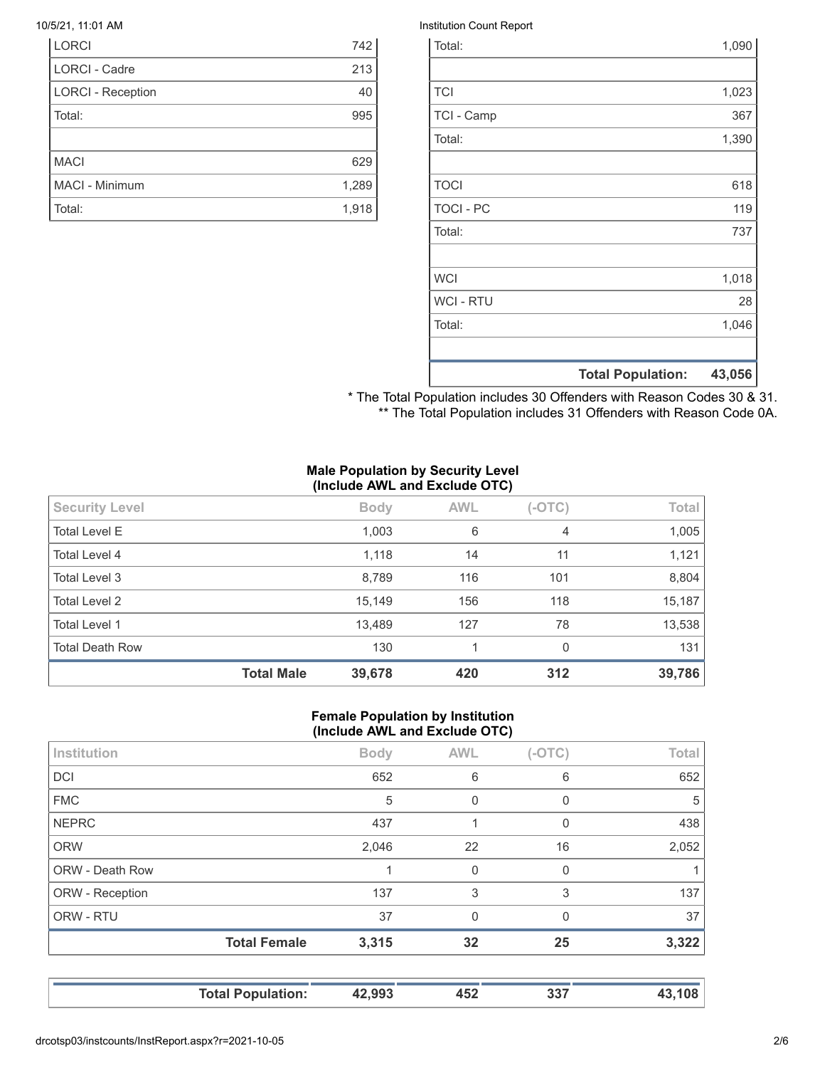| | |
|---|---|
| LORCI | 742 |
| LORCI - Cadre | 213 |
| LORCI - Reception | 40 |
| Total: | 995 |
| | |
| MACI | 629 |
| MACI - Minimum | 1,289 |
| Total: | 1,918 |

| | |
|---|---|
| Total: | 1,090 |
| | |
| TCI | 1,023 |
| TCI - Camp | 367 |
| Total: | 1,390 |
| | |
| TOCI | 618 |
| TOCI - PC | 119 |
| Total: | 737 |
| | |
| WCI | 1,018 |
| WCI - RTU | 28 |
| Total: | 1,046 |
| | |
| **Total Population:** | **43,056** |

* The Total Population includes 30 Offenders with Reason Codes 30 & 31.
** The Total Population includes 31 Offenders with Reason Code 0A.

### Male Population by Security Level (Include AWL and Exclude OTC)

| Security Level | Body | AWL | (-OTC) | Total |
|---|---|---|---|---|
| Total Level E | 1,003 | 6 | 4 | 1,005 |
| Total Level 4 | 1,118 | 14 | 11 | 1,121 |
| Total Level 3 | 8,789 | 116 | 101 | 8,804 |
| Total Level 2 | 15,149 | 156 | 118 | 15,187 |
| Total Level 1 | 13,489 | 127 | 78 | 13,538 |
| Total Death Row | 130 | 1 | 0 | 131 |
| **Total Male** | **39,678** | **420** | **312** | **39,786** |

### Female Population by Institution (Include AWL and Exclude OTC)

| Institution | Body | AWL | (-OTC) | Total |
|---|---|---|---|---|
| DCI | 652 | 6 | 6 | 652 |
| FMC | 5 | 0 | 0 | 5 |
| NEPRC | 437 | 1 | 0 | 438 |
| ORW | 2,046 | 22 | 16 | 2,052 |
| ORW - Death Row | 1 | 0 | 0 | 1 |
| ORW - Reception | 137 | 3 | 3 | 137 |
| ORW - RTU | 37 | 0 | 0 | 37 |
| **Total Female** | **3,315** | **32** | **25** | **3,322** |

| | | | | |
|---|---|---|---|---|
| **Total Population:** | **42,993** | **452** | **337** | **43,108** |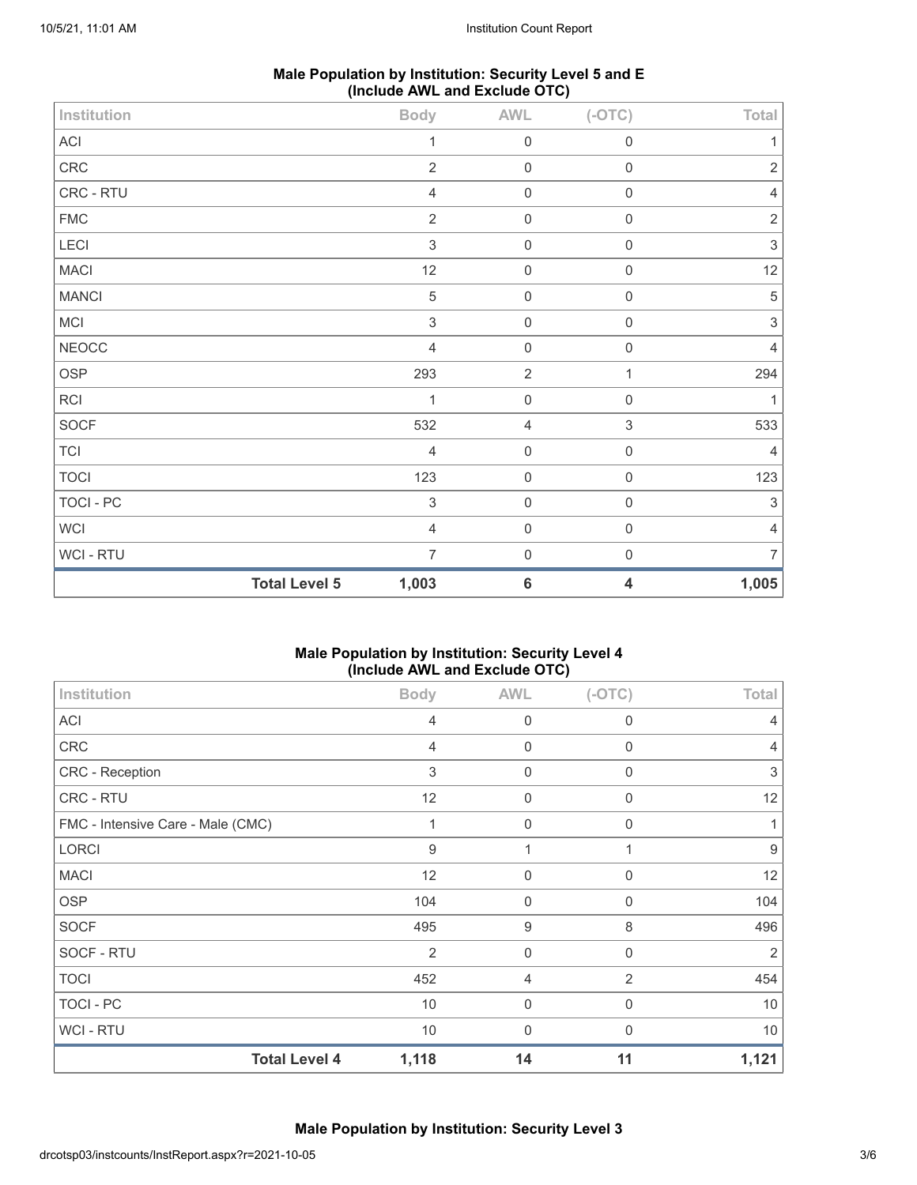### Male Population by Institution: Security Level 5 and E (Include AWL and Exclude OTC)

| Institution | Body | AWL | (-OTC) | Total |
|---|---|---|---|---|
| ACI | 1 | 0 | 0 | 1 |
| CRC | 2 | 0 | 0 | 2 |
| CRC - RTU | 4 | 0 | 0 | 4 |
| FMC | 2 | 0 | 0 | 2 |
| LECI | 3 | 0 | 0 | 3 |
| MACI | 12 | 0 | 0 | 12 |
| MANCI | 5 | 0 | 0 | 5 |
| MCI | 3 | 0 | 0 | 3 |
| NEOCC | 4 | 0 | 0 | 4 |
| OSP | 293 | 2 | 1 | 294 |
| RCI | 1 | 0 | 0 | 1 |
| SOCF | 532 | 4 | 3 | 533 |
| TCI | 4 | 0 | 0 | 4 |
| TOCI | 123 | 0 | 0 | 123 |
| TOCI - PC | 3 | 0 | 0 | 3 |
| WCI | 4 | 0 | 0 | 4 |
| WCI - RTU | 7 | 0 | 0 | 7 |
| **Total Level 5** | **1,003** | **6** | **4** | **1,005** |

### Male Population by Institution: Security Level 4 (Include AWL and Exclude OTC)

| Institution | Body | AWL | (-OTC) | Total |
|---|---|---|---|---|
| ACI | 4 | 0 | 0 | 4 |
| CRC | 4 | 0 | 0 | 4 |
| CRC - Reception | 3 | 0 | 0 | 3 |
| CRC - RTU | 12 | 0 | 0 | 12 |
| FMC - Intensive Care - Male (CMC) | 1 | 0 | 0 | 1 |
| LORCI | 9 | 1 | 1 | 9 |
| MACI | 12 | 0 | 0 | 12 |
| OSP | 104 | 0 | 0 | 104 |
| SOCF | 495 | 9 | 8 | 496 |
| SOCF - RTU | 2 | 0 | 0 | 2 |
| TOCI | 452 | 4 | 2 | 454 |
| TOCI - PC | 10 | 0 | 0 | 10 |
| WCI - RTU | 10 | 0 | 0 | 10 |
| **Total Level 4** | **1,118** | **14** | **11** | **1,121** |

### Male Population by Institution: Security Level 3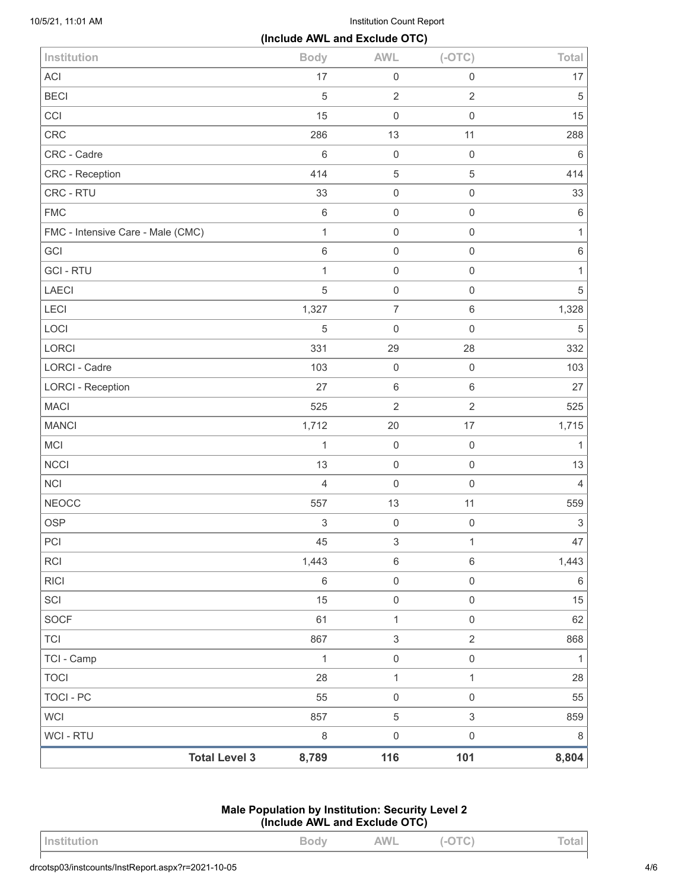**(Include AWL and Exclude OTC)**

| Institution | Body | AWL | (-OTC) | Total |
|---|---|---|---|---|
| ACI | 17 | 0 | 0 | 17 |
| BECI | 5 | 2 | 2 | 5 |
| CCI | 15 | 0 | 0 | 15 |
| CRC | 286 | 13 | 11 | 288 |
| CRC - Cadre | 6 | 0 | 0 | 6 |
| CRC - Reception | 414 | 5 | 5 | 414 |
| CRC - RTU | 33 | 0 | 0 | 33 |
| FMC | 6 | 0 | 0 | 6 |
| FMC - Intensive Care - Male (CMC) | 1 | 0 | 0 | 1 |
| GCI | 6 | 0 | 0 | 6 |
| GCI - RTU | 1 | 0 | 0 | 1 |
| LAECI | 5 | 0 | 0 | 5 |
| LECI | 1,327 | 7 | 6 | 1,328 |
| LOCI | 5 | 0 | 0 | 5 |
| LORCI | 331 | 29 | 28 | 332 |
| LORCI - Cadre | 103 | 0 | 0 | 103 |
| LORCI - Reception | 27 | 6 | 6 | 27 |
| MACI | 525 | 2 | 2 | 525 |
| MANCI | 1,712 | 20 | 17 | 1,715 |
| MCI | 1 | 0 | 0 | 1 |
| NCCI | 13 | 0 | 0 | 13 |
| NCI | 4 | 0 | 0 | 4 |
| NEOCC | 557 | 13 | 11 | 559 |
| OSP | 3 | 0 | 0 | 3 |
| PCI | 45 | 3 | 1 | 47 |
| RCI | 1,443 | 6 | 6 | 1,443 |
| RICI | 6 | 0 | 0 | 6 |
| SCI | 15 | 0 | 0 | 15 |
| SOCF | 61 | 1 | 0 | 62 |
| TCI | 867 | 3 | 2 | 868 |
| TCI - Camp | 1 | 0 | 0 | 1 |
| TOCI | 28 | 1 | 1 | 28 |
| TOCI - PC | 55 | 0 | 0 | 55 |
| WCI | 857 | 5 | 3 | 859 |
| WCI - RTU | 8 | 0 | 0 | 8 |
| **Total Level 3** | **8,789** | **116** | **101** | **8,804** |

### Male Population by Institution: Security Level 2 (Include AWL and Exclude OTC)

| Institution | Body | AWL | (-OTC) | Total |
|---|---|---|---|---|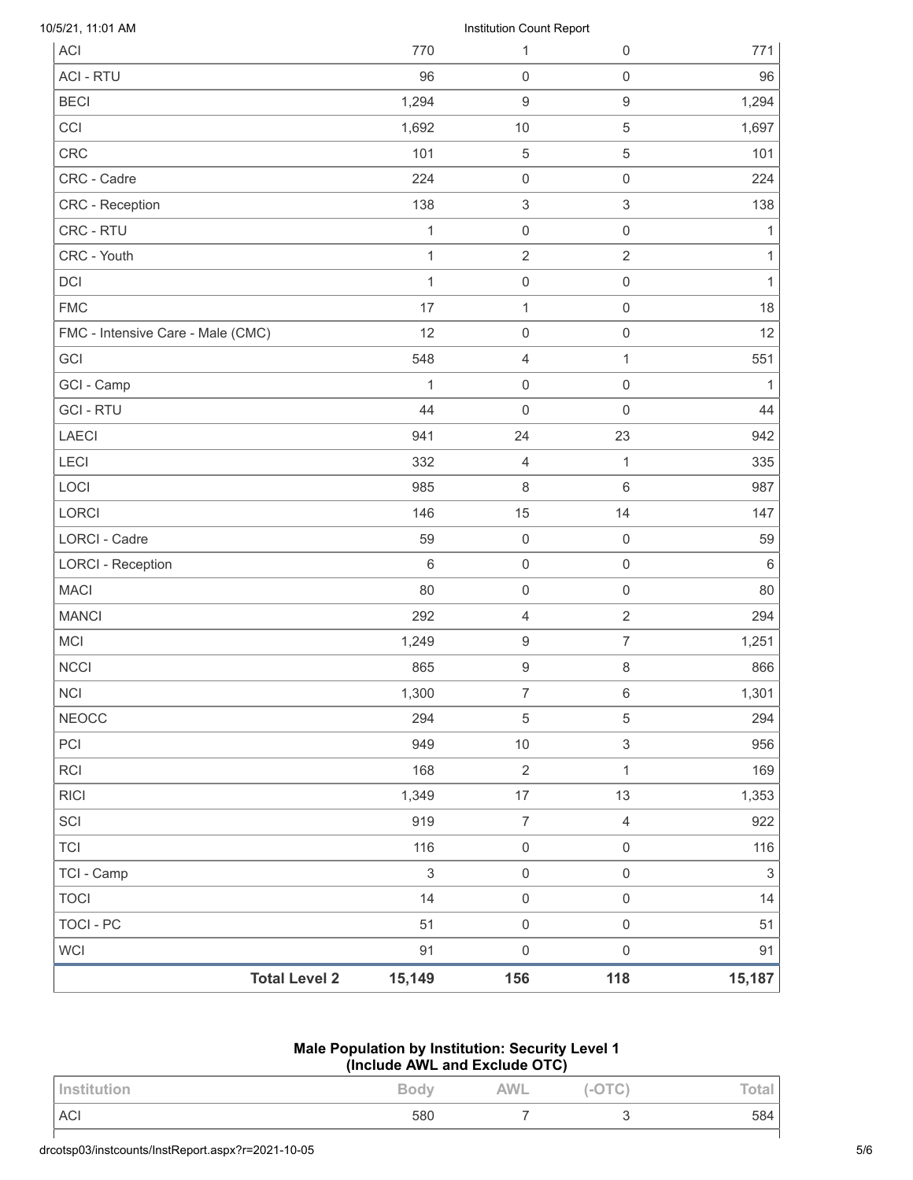| ACI | 770 | 1 | 0 | 771 |
|---|---|---|---|---|
| ACI - RTU | 96 | 0 | 0 | 96 |
| BECI | 1,294 | 9 | 9 | 1,294 |
| CCI | 1,692 | 10 | 5 | 1,697 |
| CRC | 101 | 5 | 5 | 101 |
| CRC - Cadre | 224 | 0 | 0 | 224 |
| CRC - Reception | 138 | 3 | 3 | 138 |
| CRC - RTU | 1 | 0 | 0 | 1 |
| CRC - Youth | 1 | 2 | 2 | 1 |
| DCI | 1 | 0 | 0 | 1 |
| FMC | 17 | 1 | 0 | 18 |
| FMC - Intensive Care - Male (CMC) | 12 | 0 | 0 | 12 |
| GCI | 548 | 4 | 1 | 551 |
| GCI - Camp | 1 | 0 | 0 | 1 |
| GCI - RTU | 44 | 0 | 0 | 44 |
| LAECI | 941 | 24 | 23 | 942 |
| LECI | 332 | 4 | 1 | 335 |
| LOCI | 985 | 8 | 6 | 987 |
| LORCI | 146 | 15 | 14 | 147 |
| LORCI - Cadre | 59 | 0 | 0 | 59 |
| LORCI - Reception | 6 | 0 | 0 | 6 |
| MACI | 80 | 0 | 0 | 80 |
| MANCI | 292 | 4 | 2 | 294 |
| MCI | 1,249 | 9 | 7 | 1,251 |
| NCCI | 865 | 9 | 8 | 866 |
| NCI | 1,300 | 7 | 6 | 1,301 |
| NEOCC | 294 | 5 | 5 | 294 |
| PCI | 949 | 10 | 3 | 956 |
| RCI | 168 | 2 | 1 | 169 |
| RICI | 1,349 | 17 | 13 | 1,353 |
| SCI | 919 | 7 | 4 | 922 |
| TCI | 116 | 0 | 0 | 116 |
| TCI - Camp | 3 | 0 | 0 | 3 |
| TOCI | 14 | 0 | 0 | 14 |
| TOCI - PC | 51 | 0 | 0 | 51 |
| WCI | 91 | 0 | 0 | 91 |
| **Total Level 2** | **15,149** | **156** | **118** | **15,187** |

### Male Population by Institution: Security Level 1 (Include AWL and Exclude OTC)

| Institution | Body | AWL | (-OTC) | Total |
|---|---|---|---|---|
| ACI | 580 | 7 | 3 | 584 |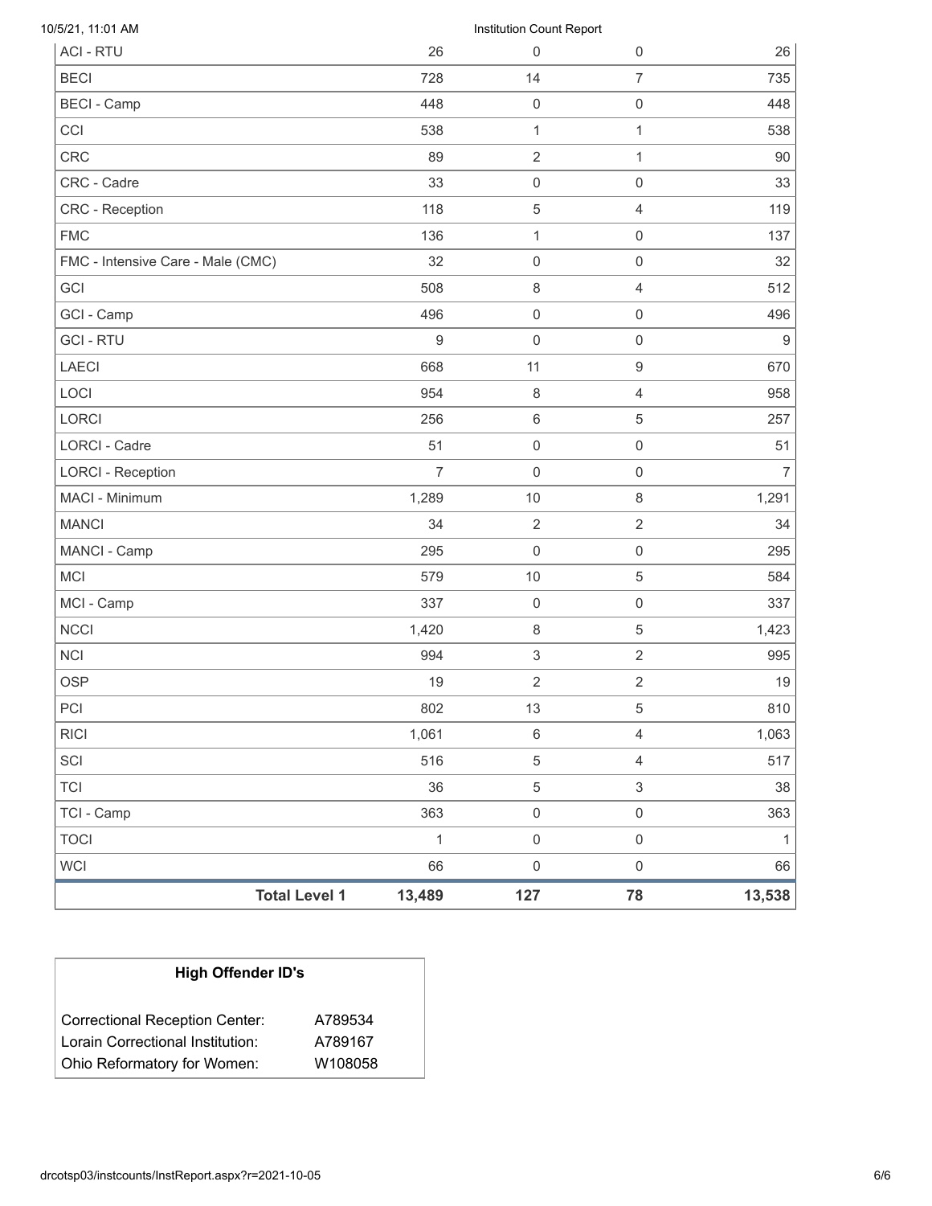| | | | | |
|---|---|---|---|---|
| ACI - RTU | 26 | 0 | 0 | 26 |
| BECI | 728 | 14 | 7 | 735 |
| BECI - Camp | 448 | 0 | 0 | 448 |
| CCI | 538 | 1 | 1 | 538 |
| CRC | 89 | 2 | 1 | 90 |
| CRC - Cadre | 33 | 0 | 0 | 33 |
| CRC - Reception | 118 | 5 | 4 | 119 |
| FMC | 136 | 1 | 0 | 137 |
| FMC - Intensive Care - Male (CMC) | 32 | 0 | 0 | 32 |
| GCI | 508 | 8 | 4 | 512 |
| GCI - Camp | 496 | 0 | 0 | 496 |
| GCI - RTU | 9 | 0 | 0 | 9 |
| LAECI | 668 | 11 | 9 | 670 |
| LOCI | 954 | 8 | 4 | 958 |
| LORCI | 256 | 6 | 5 | 257 |
| LORCI - Cadre | 51 | 0 | 0 | 51 |
| LORCI - Reception | 7 | 0 | 0 | 7 |
| MACI - Minimum | 1,289 | 10 | 8 | 1,291 |
| MANCI | 34 | 2 | 2 | 34 |
| MANCI - Camp | 295 | 0 | 0 | 295 |
| MCI | 579 | 10 | 5 | 584 |
| MCI - Camp | 337 | 0 | 0 | 337 |
| NCCI | 1,420 | 8 | 5 | 1,423 |
| NCI | 994 | 3 | 2 | 995 |
| OSP | 19 | 2 | 2 | 19 |
| PCI | 802 | 13 | 5 | 810 |
| RICI | 1,061 | 6 | 4 | 1,063 |
| SCI | 516 | 5 | 4 | 517 |
| TCI | 36 | 5 | 3 | 38 |
| TCI - Camp | 363 | 0 | 0 | 363 |
| TOCI | 1 | 0 | 0 | 1 |
| WCI | 66 | 0 | 0 | 66 |
| **Total Level 1** | **13,489** | **127** | **78** | **13,538** |

| High Offender ID's | |
|---|---|
| Correctional Reception Center: | A789534 |
| Lorain Correctional Institution: | A789167 |
| Ohio Reformatory for Women: | W108058 |